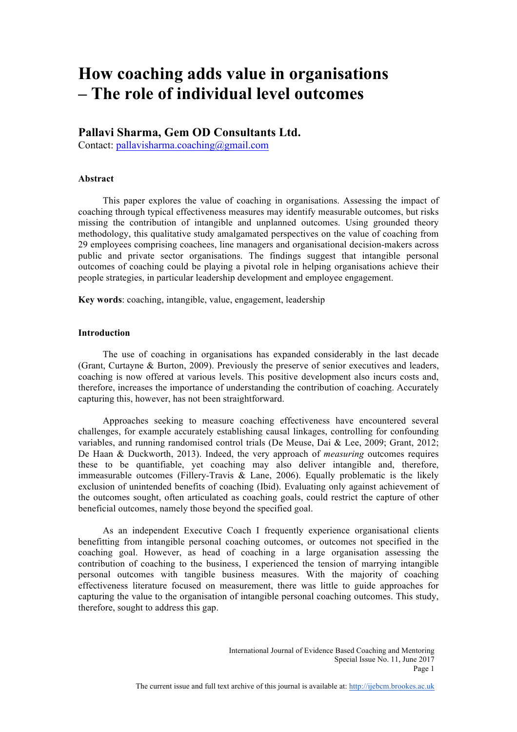# How coaching adds value in organisations – The role of individual level outcomes

## Pallavi Sharma, Gem OD Consultants Ltd.

Contact: pallavisharma.coaching@gmail.com

### Abstract

This paper explores the value of coaching in organisations. Assessing the impact of coaching through typical effectiveness measures may identify measurable outcomes, but risks missing the contribution of intangible and unplanned outcomes. Using grounded theory methodology, this qualitative study amalgamated perspectives on the value of coaching from 29 employees comprising coachees, line managers and organisational decision-makers across public and private sector organisations. The findings suggest that intangible personal outcomes of coaching could be playing a pivotal role in helping organisations achieve their people strategies, in particular leadership development and employee engagement.

**Key words**: coaching, intangible, value, engagement, leadership

### Introduction

The use of coaching in organisations has expanded considerably in the last decade (Grant, Curtayne & Burton, 2009). Previously the preserve of senior executives and leaders, coaching is now offered at various levels. This positive development also incurs costs and, therefore, increases the importance of understanding the contribution of coaching. Accurately capturing this, however, has not been straightforward.

Approaches seeking to measure coaching effectiveness have encountered several challenges, for example accurately establishing causal linkages, controlling for confounding variables, and running randomised control trials (De Meuse, Dai & Lee, 2009; Grant, 2012; De Haan & Duckworth, 2013). Indeed, the very approach of *measuring* outcomes requires these to be quantifiable, yet coaching may also deliver intangible and, therefore, immeasurable outcomes (Fillery-Travis & Lane, 2006). Equally problematic is the likely exclusion of unintended benefits of coaching (Ibid). Evaluating only against achievement of the outcomes sought, often articulated as coaching goals, could restrict the capture of other beneficial outcomes, namely those beyond the specified goal.

As an independent Executive Coach I frequently experience organisational clients benefitting from intangible personal coaching outcomes, or outcomes not specified in the coaching goal. However, as head of coaching in a large organisation assessing the contribution of coaching to the business, I experienced the tension of marrying intangible personal outcomes with tangible business measures. With the majority of coaching effectiveness literature focused on measurement, there was little to guide approaches for capturing the value to the organisation of intangible personal coaching outcomes. This study, therefore, sought to address this gap.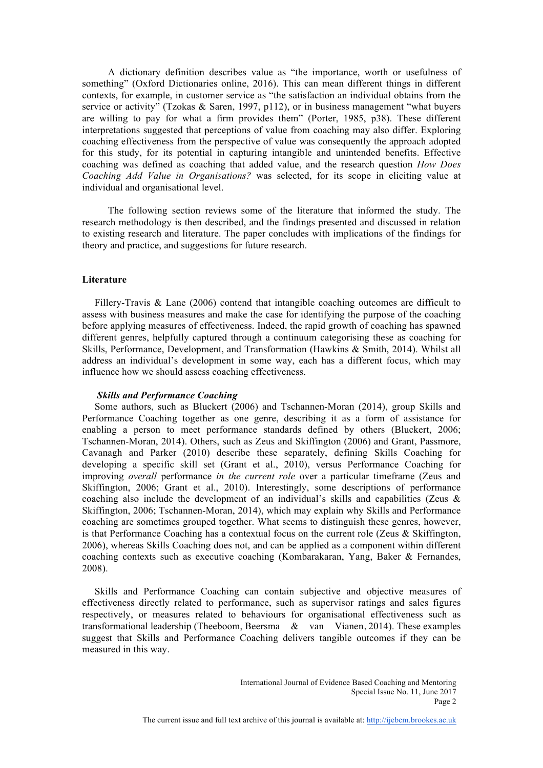A dictionary definition describes value as "the importance, worth or usefulness of something" (Oxford Dictionaries online, 2016). This can mean different things in different contexts, for example, in customer service as "the satisfaction an individual obtains from the service or activity" (Tzokas & Saren, 1997, p112), or in business management "what buyers are willing to pay for what a firm provides them" (Porter, 1985, p38). These different interpretations suggested that perceptions of value from coaching may also differ. Exploring coaching effectiveness from the perspective of value was consequently the approach adopted for this study, for its potential in capturing intangible and unintended benefits. Effective coaching was defined as coaching that added value, and the research question *How Does Coaching Add Value in Organisations?* was selected, for its scope in eliciting value at individual and organisational level.

The following section reviews some of the literature that informed the study. The research methodology is then described, and the findings presented and discussed in relation to existing research and literature. The paper concludes with implications of the findings for theory and practice, and suggestions for future research.

## Literature

Fillery-Travis & Lane (2006) contend that intangible coaching outcomes are difficult to assess with business measures and make the case for identifying the purpose of the coaching before applying measures of effectiveness. Indeed, the rapid growth of coaching has spawned different genres, helpfully captured through a continuum categorising these as coaching for Skills, Performance, Development, and Transformation (Hawkins & Smith, 2014). Whilst all address an individual's development in some way, each has a different focus, which may influence how we should assess coaching effectiveness.

### *Skills and Performance Coaching*

Some authors, such as Bluckert (2006) and Tschannen-Moran (2014), group Skills and Performance Coaching together as one genre, describing it as a form of assistance for enabling a person to meet performance standards defined by others (Bluckert, 2006; Tschannen-Moran, 2014). Others, such as Zeus and Skiffington (2006) and Grant, Passmore, Cavanagh and Parker (2010) describe these separately, defining Skills Coaching for developing a specific skill set (Grant et al., 2010), versus Performance Coaching for improving *overall* performance *in the current role* over a particular timeframe (Zeus and Skiffington, 2006; Grant et al., 2010). Interestingly, some descriptions of performance coaching also include the development of an individual's skills and capabilities (Zeus & Skiffington, 2006; Tschannen-Moran, 2014), which may explain why Skills and Performance coaching are sometimes grouped together. What seems to distinguish these genres, however, is that Performance Coaching has a contextual focus on the current role (Zeus & Skiffington, 2006), whereas Skills Coaching does not, and can be applied as a component within different coaching contexts such as executive coaching (Kombarakaran, Yang, Baker & Fernandes, 2008).

Skills and Performance Coaching can contain subjective and objective measures of effectiveness directly related to performance, such as supervisor ratings and sales figures respectively, or measures related to behaviours for organisational effectiveness such as transformational leadership (Theeboom, Beersma & van Vianen, 2014). These examples suggest that Skills and Performance Coaching delivers tangible outcomes if they can be measured in this way.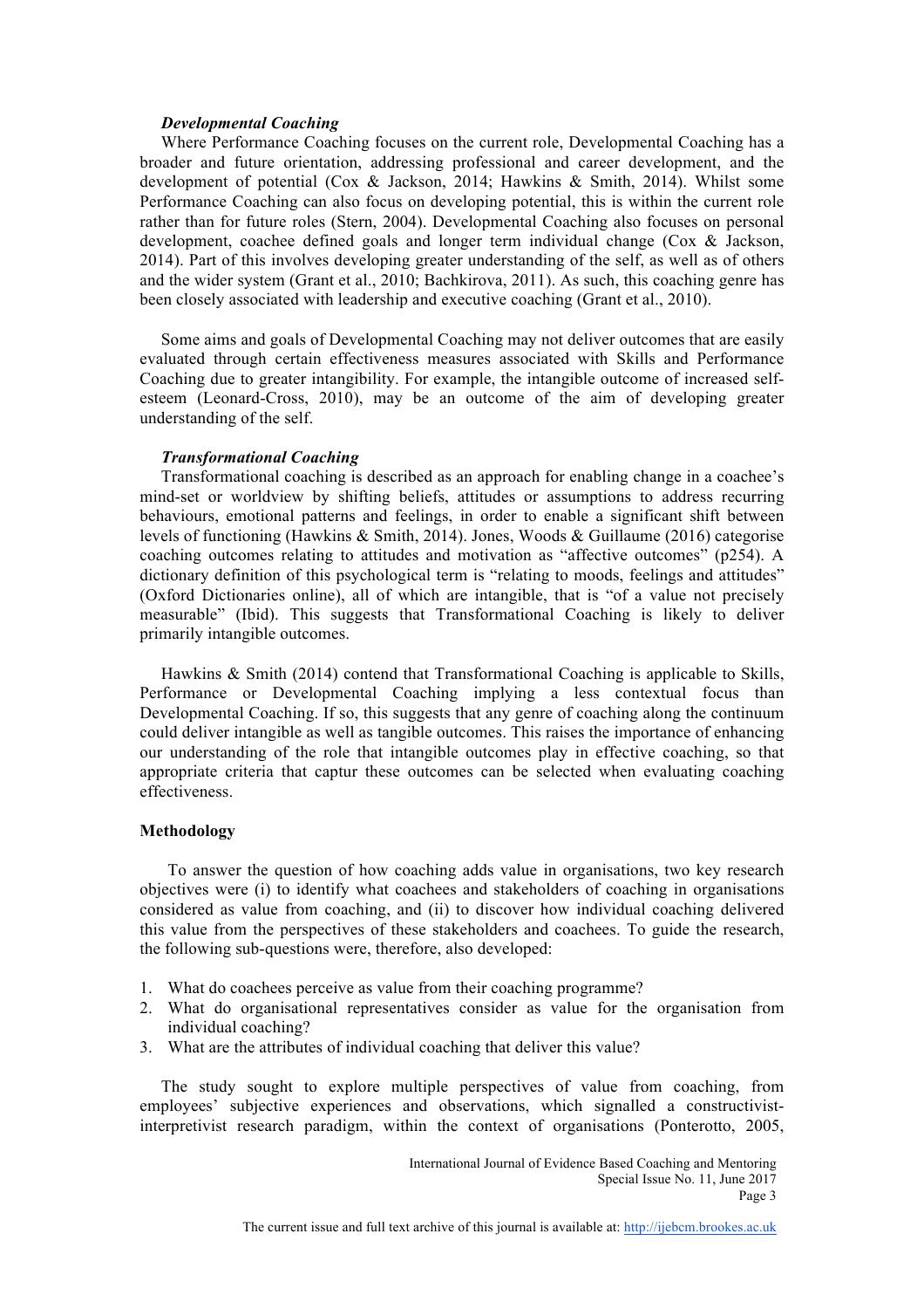### *Developmental Coaching*

Where Performance Coaching focuses on the current role, Developmental Coaching has a broader and future orientation, addressing professional and career development, and the development of potential (Cox & Jackson, 2014; Hawkins & Smith, 2014). Whilst some Performance Coaching can also focus on developing potential, this is within the current role rather than for future roles (Stern, 2004). Developmental Coaching also focuses on personal development, coachee defined goals and longer term individual change (Cox & Jackson, 2014). Part of this involves developing greater understanding of the self, as well as of others and the wider system (Grant et al., 2010; Bachkirova, 2011). As such, this coaching genre has been closely associated with leadership and executive coaching (Grant et al., 2010).

Some aims and goals of Developmental Coaching may not deliver outcomes that are easily evaluated through certain effectiveness measures associated with Skills and Performance Coaching due to greater intangibility. For example, the intangible outcome of increased self-esteem (Leonard-Cross, 2010), may be an outcome of the aim of developing greater understanding of the self.

### *Transformational Coaching*

Transformational coaching is described as an approach for enabling change in a coachee's mind-set or worldview by shifting beliefs, attitudes or assumptions to address recurring behaviours, emotional patterns and feelings, in order to enable a significant shift between levels of functioning (Hawkins & Smith, 2014). Jones, Woods & Guillaume (2016) categorise coaching outcomes relating to attitudes and motivation as "affective outcomes" (p254). A dictionary definition of this psychological term is "relating to moods, feelings and attitudes" (Oxford Dictionaries online), all of which are intangible, that is "of a value not precisely measurable" (Ibid). This suggests that Transformational Coaching is likely to deliver primarily intangible outcomes.

Hawkins & Smith (2014) contend that Transformational Coaching is applicable to Skills, Performance or Developmental Coaching implying a less contextual focus than Developmental Coaching. If so, this suggests that any genre of coaching along the continuum could deliver intangible as well as tangible outcomes. This raises the importance of enhancing our understanding of the role that intangible outcomes play in effective coaching, so that appropriate criteria that captur these outcomes can be selected when evaluating coaching effectiveness.

## Methodology

To answer the question of how coaching adds value in organisations, two key research objectives were (i) to identify what coachees and stakeholders of coaching in organisations considered as value from coaching, and (ii) to discover how individual coaching delivered this value from the perspectives of these stakeholders and coachees. To guide the research, the following sub-questions were, therefore, also developed:

1. What do coachees perceive as value from their coaching programme?
2. What do organisational representatives consider as value for the organisation from individual coaching?
3. What are the attributes of individual coaching that deliver this value?

The study sought to explore multiple perspectives of value from coaching, from employees' subjective experiences and observations, which signalled a constructivist-interpretivist research paradigm, within the context of organisations (Ponterotto, 2005,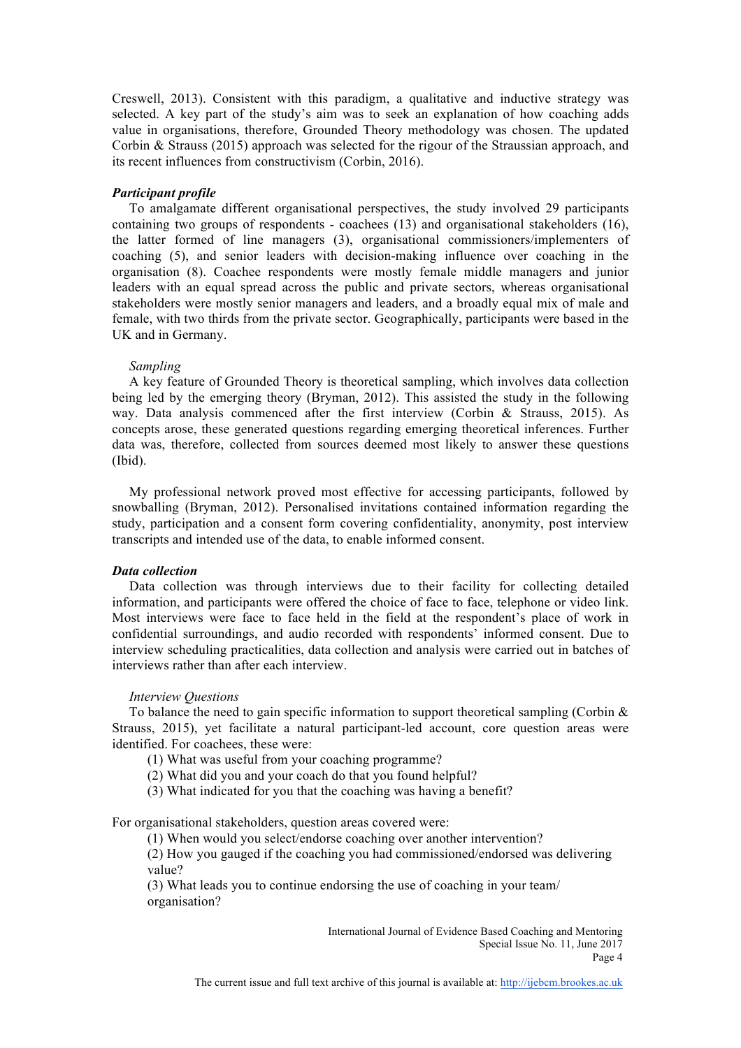Creswell, 2013). Consistent with this paradigm, a qualitative and inductive strategy was selected. A key part of the study's aim was to seek an explanation of how coaching adds value in organisations, therefore, Grounded Theory methodology was chosen. The updated Corbin & Strauss (2015) approach was selected for the rigour of the Straussian approach, and its recent influences from constructivism (Corbin, 2016).

### *Participant profile*

To amalgamate different organisational perspectives, the study involved 29 participants containing two groups of respondents - coachees (13) and organisational stakeholders (16), the latter formed of line managers (3), organisational commissioners/implementers of coaching (5), and senior leaders with decision-making influence over coaching in the organisation (8). Coachee respondents were mostly female middle managers and junior leaders with an equal spread across the public and private sectors, whereas organisational stakeholders were mostly senior managers and leaders, and a broadly equal mix of male and female, with two thirds from the private sector. Geographically, participants were based in the UK and in Germany.

#### *Sampling*

A key feature of Grounded Theory is theoretical sampling, which involves data collection being led by the emerging theory (Bryman, 2012). This assisted the study in the following way. Data analysis commenced after the first interview (Corbin & Strauss, 2015). As concepts arose, these generated questions regarding emerging theoretical inferences. Further data was, therefore, collected from sources deemed most likely to answer these questions (Ibid).

My professional network proved most effective for accessing participants, followed by snowballing (Bryman, 2012). Personalised invitations contained information regarding the study, participation and a consent form covering confidentiality, anonymity, post interview transcripts and intended use of the data, to enable informed consent.

### *Data collection*

Data collection was through interviews due to their facility for collecting detailed information, and participants were offered the choice of face to face, telephone or video link. Most interviews were face to face held in the field at the respondent's place of work in confidential surroundings, and audio recorded with respondents' informed consent. Due to interview scheduling practicalities, data collection and analysis were carried out in batches of interviews rather than after each interview.

#### *Interview Questions*

To balance the need to gain specific information to support theoretical sampling (Corbin & Strauss, 2015), yet facilitate a natural participant-led account, core question areas were identified. For coachees, these were:

(1) What was useful from your coaching programme?
(2) What did you and your coach do that you found helpful?
(3) What indicated for you that the coaching was having a benefit?

For organisational stakeholders, question areas covered were:

(1) When would you select/endorse coaching over another intervention?
(2) How you gauged if the coaching you had commissioned/endorsed was delivering value?
(3) What leads you to continue endorsing the use of coaching in your team/ organisation?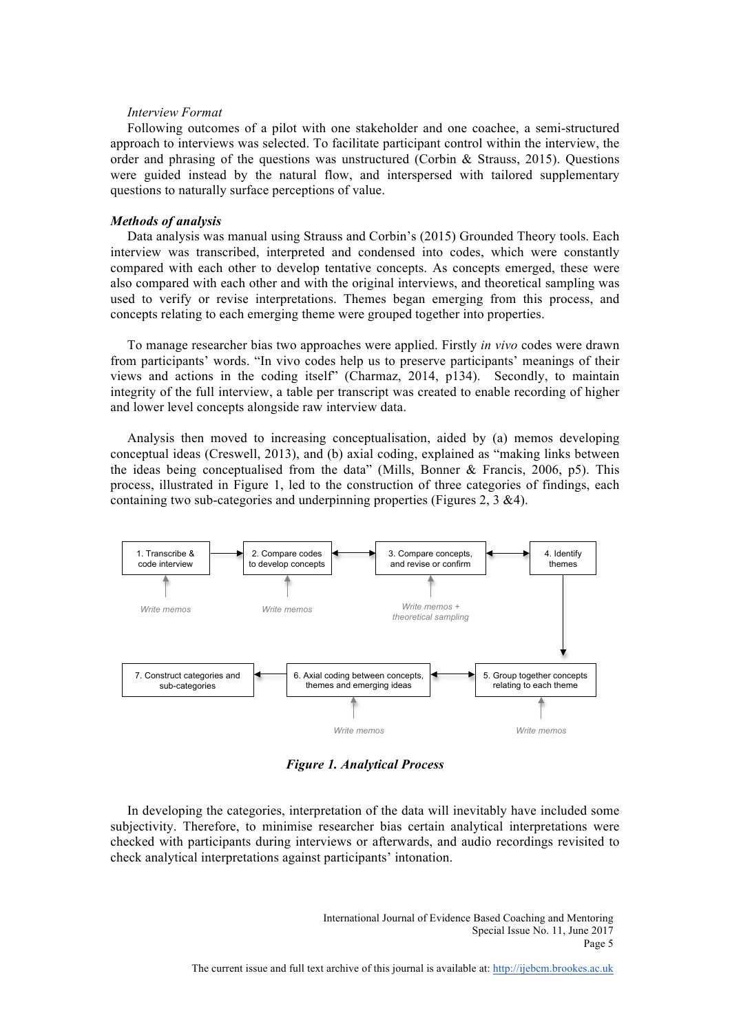*Interview Format*

Following outcomes of a pilot with one stakeholder and one coachee, a semi-structured approach to interviews was selected. To facilitate participant control within the interview, the order and phrasing of the questions was unstructured (Corbin & Strauss, 2015). Questions were guided instead by the natural flow, and interspersed with tailored supplementary questions to naturally surface perceptions of value.

***Methods of analysis***

Data analysis was manual using Strauss and Corbin's (2015) Grounded Theory tools. Each interview was transcribed, interpreted and condensed into codes, which were constantly compared with each other to develop tentative concepts. As concepts emerged, these were also compared with each other and with the original interviews, and theoretical sampling was used to verify or revise interpretations. Themes began emerging from this process, and concepts relating to each emerging theme were grouped together into properties.

To manage researcher bias two approaches were applied. Firstly *in vivo* codes were drawn from participants' words. "In vivo codes help us to preserve participants' meanings of their views and actions in the coding itself" (Charmaz, 2014, p134). Secondly, to maintain integrity of the full interview, a table per transcript was created to enable recording of higher and lower level concepts alongside raw interview data.

Analysis then moved to increasing conceptualisation, aided by (a) memos developing conceptual ideas (Creswell, 2013), and (b) axial coding, explained as "making links between the ideas being conceptualised from the data" (Mills, Bonner & Francis, 2006, p5). This process, illustrated in Figure 1, led to the construction of three categories of findings, each containing two sub-categories and underpinning properties (Figures 2, 3 &4).

1. Transcribe & code interview → 2. Compare codes to develop concepts ↔ 3. Compare concepts, and revise or confirm ↔ 4. Identify themes → 5. Group together concepts relating to each theme ↔ 6. Axial coding between concepts, themes and emerging ideas → 7. Construct categories and sub-categories

(Write memos feeding into steps 1, 2, 5 and 6; Write memos + theoretical sampling feeding into step 3)

***Figure 1. Analytical Process***

In developing the categories, interpretation of the data will inevitably have included some subjectivity. Therefore, to minimise researcher bias certain analytical interpretations were checked with participants during interviews or afterwards, and audio recordings revisited to check analytical interpretations against participants' intonation.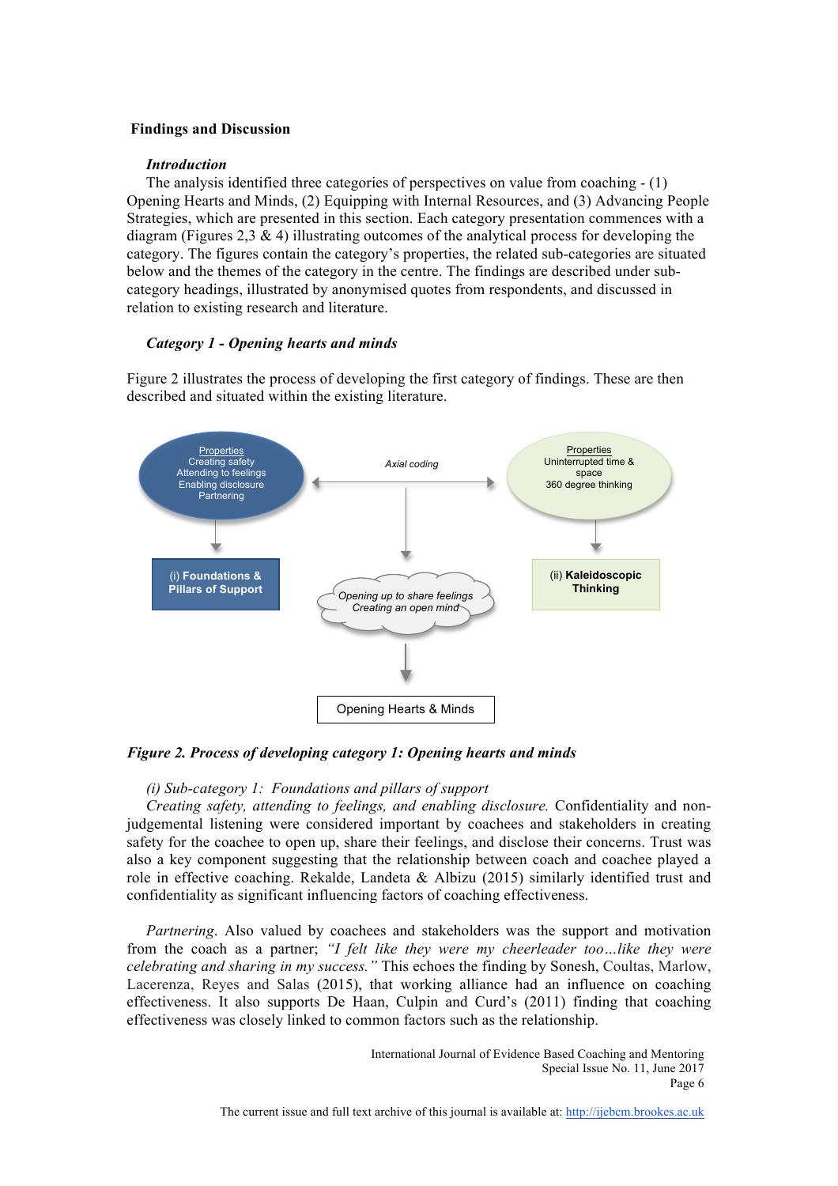## Findings and Discussion

### *Introduction*

The analysis identified three categories of perspectives on value from coaching - (1) Opening Hearts and Minds, (2) Equipping with Internal Resources, and (3) Advancing People Strategies, which are presented in this section. Each category presentation commences with a diagram (Figures 2,3 & 4) illustrating outcomes of the analytical process for developing the category. The figures contain the category's properties, the related sub-categories are situated below and the themes of the category in the centre. The findings are described under sub-category headings, illustrated by anonymised quotes from respondents, and discussed in relation to existing research and literature.

### *Category 1 - Opening hearts and minds*

Figure 2 illustrates the process of developing the first category of findings. These are then described and situated within the existing literature.

Properties
Creating safety
Attending to feelings
Enabling disclosure
Partnering

*Axial coding*

Properties
Uninterrupted time & space
360 degree thinking

(i) **Foundations & Pillars of Support**

*Opening up to share feelings*
*Creating an open mind*

(ii) **Kaleidoscopic Thinking**

Opening Hearts & Minds

***Figure 2. Process of developing category 1: Opening hearts and minds***

*(i) Sub-category 1: Foundations and pillars of support*

*Creating safety, attending to feelings, and enabling disclosure.* Confidentiality and non-judgemental listening were considered important by coachees and stakeholders in creating safety for the coachee to open up, share their feelings, and disclose their concerns. Trust was also a key component suggesting that the relationship between coach and coachee played a role in effective coaching. Rekalde, Landeta & Albizu (2015) similarly identified trust and confidentiality as significant influencing factors of coaching effectiveness.

*Partnering*. Also valued by coachees and stakeholders was the support and motivation from the coach as a partner; *"I felt like they were my cheerleader too…like they were celebrating and sharing in my success."* This echoes the finding by Sonesh, Coultas, Marlow, Lacerenza, Reyes and Salas (2015), that working alliance had an influence on coaching effectiveness. It also supports De Haan, Culpin and Curd's (2011) finding that coaching effectiveness was closely linked to common factors such as the relationship.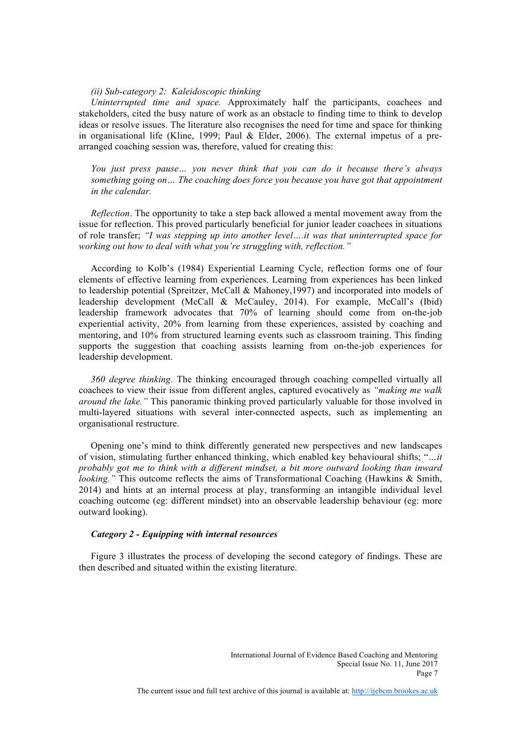*(ii) Sub-category 2: Kaleidoscopic thinking*

*Uninterrupted time and space.* Approximately half the participants, coachees and stakeholders, cited the busy nature of work as an obstacle to finding time to think to develop ideas or resolve issues. The literature also recognises the need for time and space for thinking in organisational life (Kline, 1999; Paul & Elder, 2006). The external impetus of a pre-arranged coaching session was, therefore, valued for creating this:

> *You just press pause… you never think that you can do it because there's always something going on… The coaching does force you because you have got that appointment in the calendar.*

*Reflection*. The opportunity to take a step back allowed a mental movement away from the issue for reflection. This proved particularly beneficial for junior leader coachees in situations of role transfer; *"I was stepping up into another level….it was that uninterrupted space for working out how to deal with what you're struggling with, reflection."*

According to Kolb's (1984) Experiential Learning Cycle, reflection forms one of four elements of effective learning from experiences. Learning from experiences has been linked to leadership potential (Spreitzer, McCall & Mahoney,1997) and incorporated into models of leadership development (McCall & McCauley, 2014). For example, McCall's (Ibid) leadership framework advocates that 70% of learning should come from on-the-job experiential activity, 20% from learning from these experiences, assisted by coaching and mentoring, and 10% from structured learning events such as classroom training. This finding supports the suggestion that coaching assists learning from on-the-job experiences for leadership development.

*360 degree thinking.* The thinking encouraged through coaching compelled virtually all coachees to view their issue from different angles, captured evocatively as *"making me walk around the lake."* This panoramic thinking proved particularly valuable for those involved in multi-layered situations with several inter-connected aspects, such as implementing an organisational restructure.

Opening one's mind to think differently generated new perspectives and new landscapes of vision, stimulating further enhanced thinking, which enabled key behavioural shifts; "*…it probably got me to think with a different mindset, a bit more outward looking than inward looking."* This outcome reflects the aims of Transformational Coaching (Hawkins & Smith, 2014) and hints at an internal process at play, transforming an intangible individual level coaching outcome (eg: different mindset) into an observable leadership behaviour (eg: more outward looking).

***Category 2 - Equipping with internal resources***

Figure 3 illustrates the process of developing the second category of findings. These are then described and situated within the existing literature.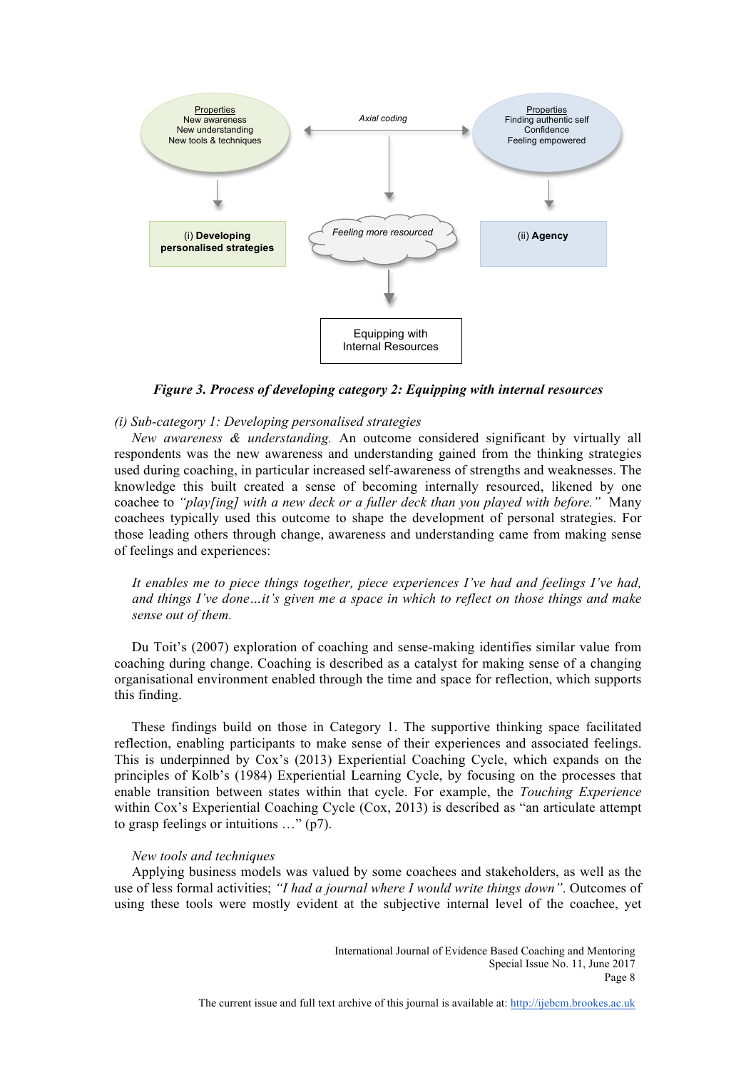Properties
New awareness
New understanding
New tools & techniques

*Axial coding*

Properties
Finding authentic self
Confidence
Feeling empowered

(i) **Developing personalised strategies**

*Feeling more resourced*

(ii) **Agency**

Equipping with Internal Resources

***Figure 3. Process of developing category 2: Equipping with internal resources***

*(i) Sub-category 1: Developing personalised strategies*

*New awareness & understanding.* An outcome considered significant by virtually all respondents was the new awareness and understanding gained from the thinking strategies used during coaching, in particular increased self-awareness of strengths and weaknesses. The knowledge this built created a sense of becoming internally resourced, likened by one coachee to *"play[ing] with a new deck or a fuller deck than you played with before."* Many coachees typically used this outcome to shape the development of personal strategies. For those leading others through change, awareness and understanding came from making sense of feelings and experiences:

> *It enables me to piece things together, piece experiences I've had and feelings I've had, and things I've done…it's given me a space in which to reflect on those things and make sense out of them.*

Du Toit's (2007) exploration of coaching and sense-making identifies similar value from coaching during change. Coaching is described as a catalyst for making sense of a changing organisational environment enabled through the time and space for reflection, which supports this finding.

These findings build on those in Category 1. The supportive thinking space facilitated reflection, enabling participants to make sense of their experiences and associated feelings. This is underpinned by Cox's (2013) Experiential Coaching Cycle, which expands on the principles of Kolb's (1984) Experiential Learning Cycle, by focusing on the processes that enable transition between states within that cycle. For example, the *Touching Experience* within Cox's Experiential Coaching Cycle (Cox, 2013) is described as "an articulate attempt to grasp feelings or intuitions …" (p7).

*New tools and techniques*

Applying business models was valued by some coachees and stakeholders, as well as the use of less formal activities; *"I had a journal where I would write things down"*. Outcomes of using these tools were mostly evident at the subjective internal level of the coachee, yet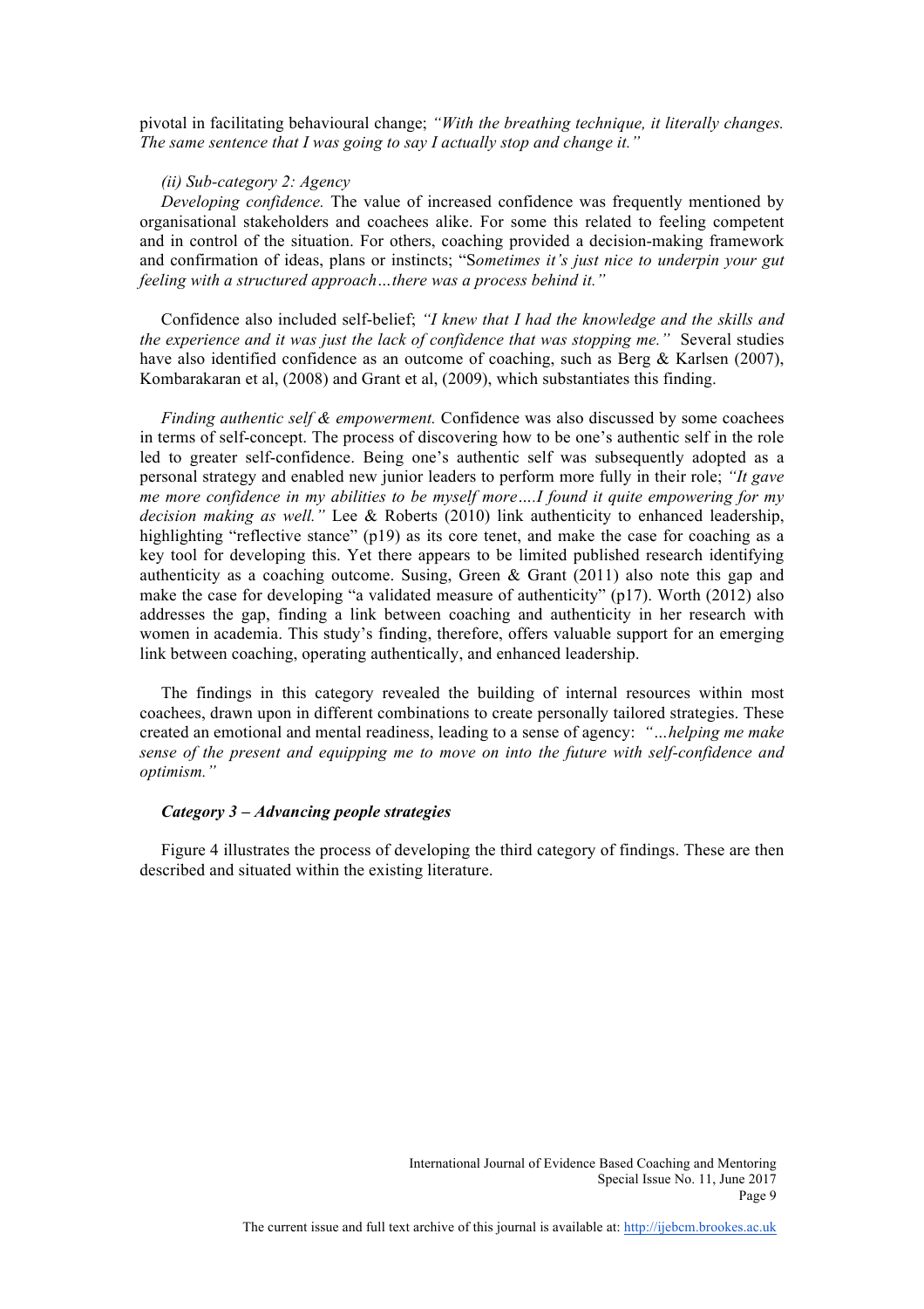pivotal in facilitating behavioural change; *"With the breathing technique, it literally changes. The same sentence that I was going to say I actually stop and change it."*

*(ii) Sub-category 2: Agency*

*Developing confidence.* The value of increased confidence was frequently mentioned by organisational stakeholders and coachees alike. For some this related to feeling competent and in control of the situation. For others, coaching provided a decision-making framework and confirmation of ideas, plans or instincts; "S*ometimes it's just nice to underpin your gut feeling with a structured approach…there was a process behind it."*

Confidence also included self-belief; *"I knew that I had the knowledge and the skills and the experience and it was just the lack of confidence that was stopping me."* Several studies have also identified confidence as an outcome of coaching, such as Berg & Karlsen (2007), Kombarakaran et al, (2008) and Grant et al, (2009), which substantiates this finding.

*Finding authentic self & empowerment.* Confidence was also discussed by some coachees in terms of self-concept. The process of discovering how to be one's authentic self in the role led to greater self-confidence. Being one's authentic self was subsequently adopted as a personal strategy and enabled new junior leaders to perform more fully in their role; *"It gave me more confidence in my abilities to be myself more….I found it quite empowering for my decision making as well."* Lee & Roberts (2010) link authenticity to enhanced leadership, highlighting "reflective stance" (p19) as its core tenet, and make the case for coaching as a key tool for developing this. Yet there appears to be limited published research identifying authenticity as a coaching outcome. Susing, Green & Grant (2011) also note this gap and make the case for developing "a validated measure of authenticity" (p17). Worth (2012) also addresses the gap, finding a link between coaching and authenticity in her research with women in academia. This study's finding, therefore, offers valuable support for an emerging link between coaching, operating authentically, and enhanced leadership.

The findings in this category revealed the building of internal resources within most coachees, drawn upon in different combinations to create personally tailored strategies. These created an emotional and mental readiness, leading to a sense of agency: *"…helping me make sense of the present and equipping me to move on into the future with self-confidence and optimism."*

***Category 3 – Advancing people strategies***

Figure 4 illustrates the process of developing the third category of findings. These are then described and situated within the existing literature.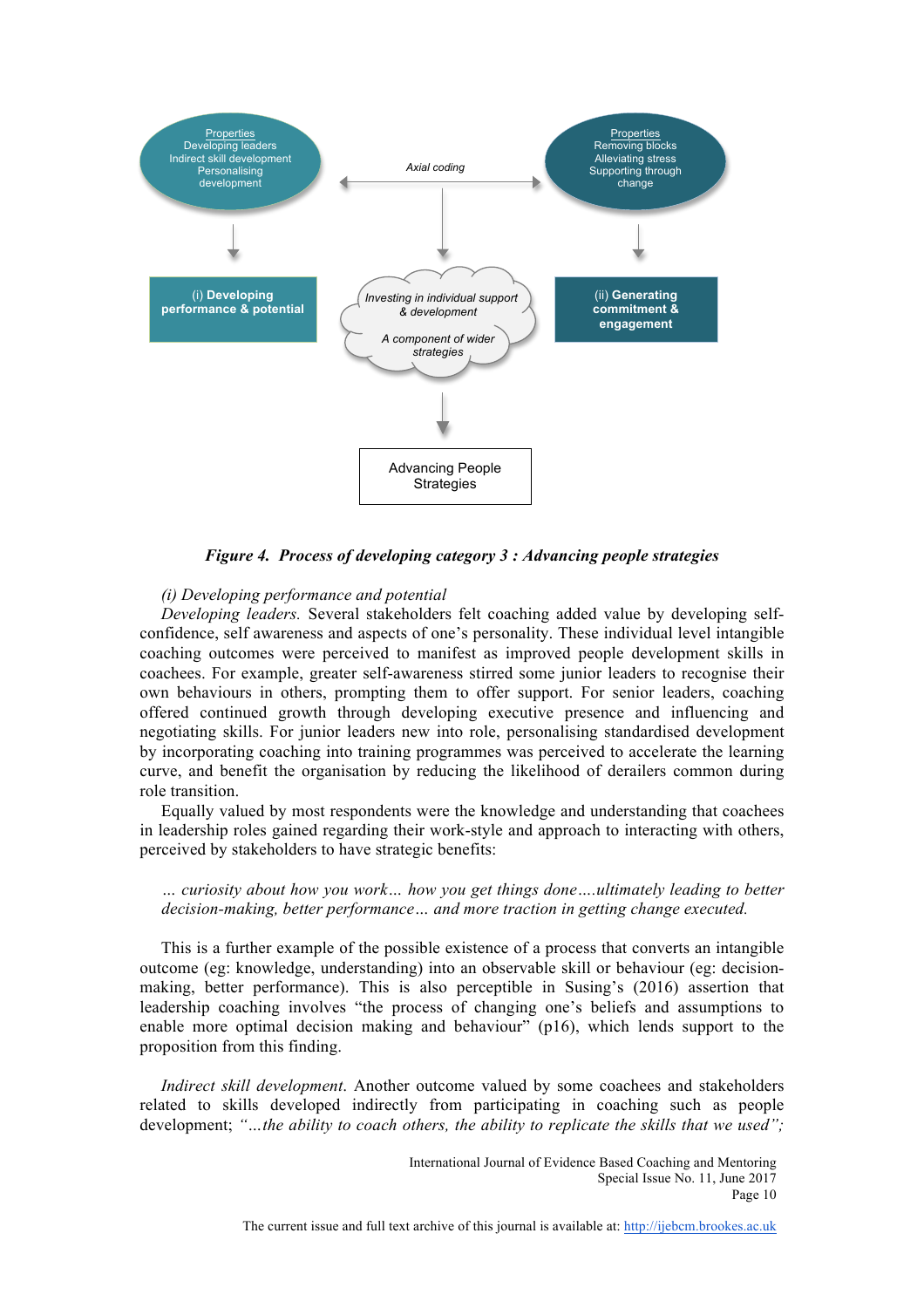Properties
Developing leaders
Indirect skill development
Personalising development

Axial coding

Properties
Removing blocks
Alleviating stress
Supporting through change

(i) **Developing performance & potential**

*Investing in individual support & development*

*A component of wider strategies*

(ii) **Generating commitment & engagement**

Advancing People Strategies

***Figure 4. Process of developing category 3 : Advancing people strategies***

*(i) Developing performance and potential*

*Developing leaders.* Several stakeholders felt coaching added value by developing self-confidence, self awareness and aspects of one's personality. These individual level intangible coaching outcomes were perceived to manifest as improved people development skills in coachees. For example, greater self-awareness stirred some junior leaders to recognise their own behaviours in others, prompting them to offer support. For senior leaders, coaching offered continued growth through developing executive presence and influencing and negotiating skills. For junior leaders new into role, personalising standardised development by incorporating coaching into training programmes was perceived to accelerate the learning curve, and benefit the organisation by reducing the likelihood of derailers common during role transition.

Equally valued by most respondents were the knowledge and understanding that coachees in leadership roles gained regarding their work-style and approach to interacting with others, perceived by stakeholders to have strategic benefits:

> *… curiosity about how you work… how you get things done….ultimately leading to better decision-making, better performance… and more traction in getting change executed.*

This is a further example of the possible existence of a process that converts an intangible outcome (eg: knowledge, understanding) into an observable skill or behaviour (eg: decision-making, better performance). This is also perceptible in Susing's (2016) assertion that leadership coaching involves "the process of changing one's beliefs and assumptions to enable more optimal decision making and behaviour" (p16), which lends support to the proposition from this finding.

*Indirect skill development*. Another outcome valued by some coachees and stakeholders related to skills developed indirectly from participating in coaching such as people development; *"…the ability to coach others, the ability to replicate the skills that we used";*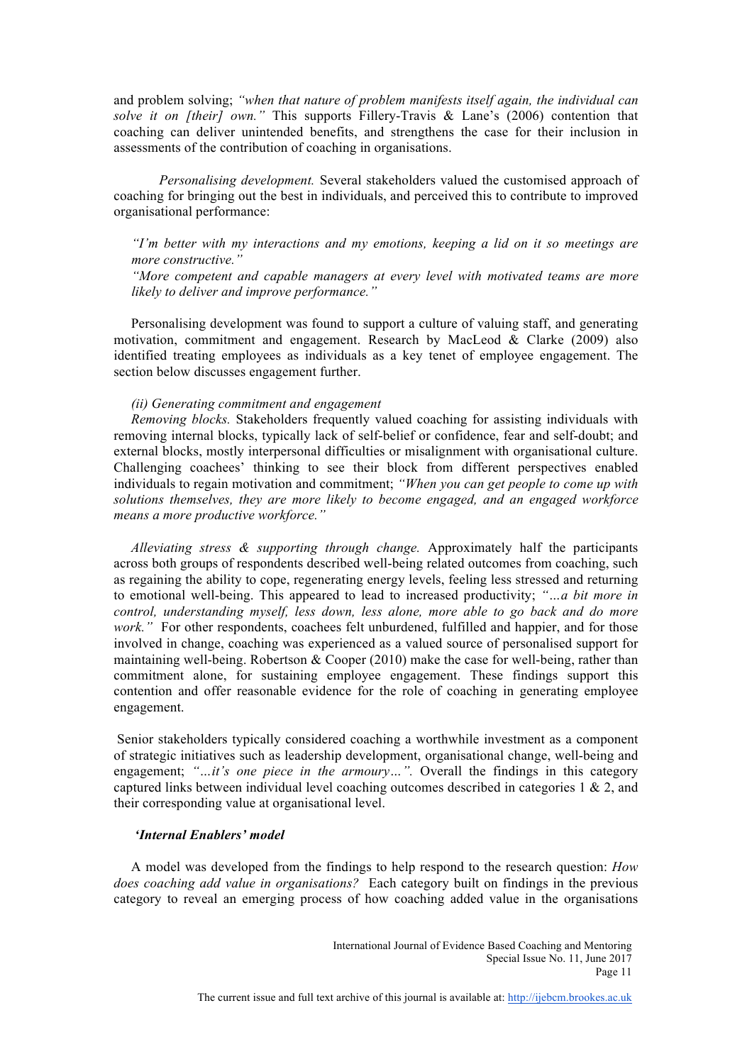and problem solving; *"when that nature of problem manifests itself again, the individual can solve it on [their] own."* This supports Fillery-Travis & Lane's (2006) contention that coaching can deliver unintended benefits, and strengthens the case for their inclusion in assessments of the contribution of coaching in organisations.

*Personalising development.* Several stakeholders valued the customised approach of coaching for bringing out the best in individuals, and perceived this to contribute to improved organisational performance:

> *"I'm better with my interactions and my emotions, keeping a lid on it so meetings are more constructive."*
>
> *"More competent and capable managers at every level with motivated teams are more likely to deliver and improve performance."*

Personalising development was found to support a culture of valuing staff, and generating motivation, commitment and engagement. Research by MacLeod & Clarke (2009) also identified treating employees as individuals as a key tenet of employee engagement. The section below discusses engagement further.

*(ii) Generating commitment and engagement*

*Removing blocks.* Stakeholders frequently valued coaching for assisting individuals with removing internal blocks, typically lack of self-belief or confidence, fear and self-doubt; and external blocks, mostly interpersonal difficulties or misalignment with organisational culture. Challenging coachees' thinking to see their block from different perspectives enabled individuals to regain motivation and commitment; *"When you can get people to come up with solutions themselves, they are more likely to become engaged, and an engaged workforce means a more productive workforce."*

*Alleviating stress & supporting through change.* Approximately half the participants across both groups of respondents described well-being related outcomes from coaching, such as regaining the ability to cope, regenerating energy levels, feeling less stressed and returning to emotional well-being. This appeared to lead to increased productivity; *"…a bit more in control, understanding myself, less down, less alone, more able to go back and do more work."* For other respondents, coachees felt unburdened, fulfilled and happier, and for those involved in change, coaching was experienced as a valued source of personalised support for maintaining well-being. Robertson & Cooper (2010) make the case for well-being, rather than commitment alone, for sustaining employee engagement. These findings support this contention and offer reasonable evidence for the role of coaching in generating employee engagement.

Senior stakeholders typically considered coaching a worthwhile investment as a component of strategic initiatives such as leadership development, organisational change, well-being and engagement; *"…it's one piece in the armoury…".* Overall the findings in this category captured links between individual level coaching outcomes described in categories 1 & 2, and their corresponding value at organisational level.

### *'Internal Enablers' model*

A model was developed from the findings to help respond to the research question: *How does coaching add value in organisations?* Each category built on findings in the previous category to reveal an emerging process of how coaching added value in the organisations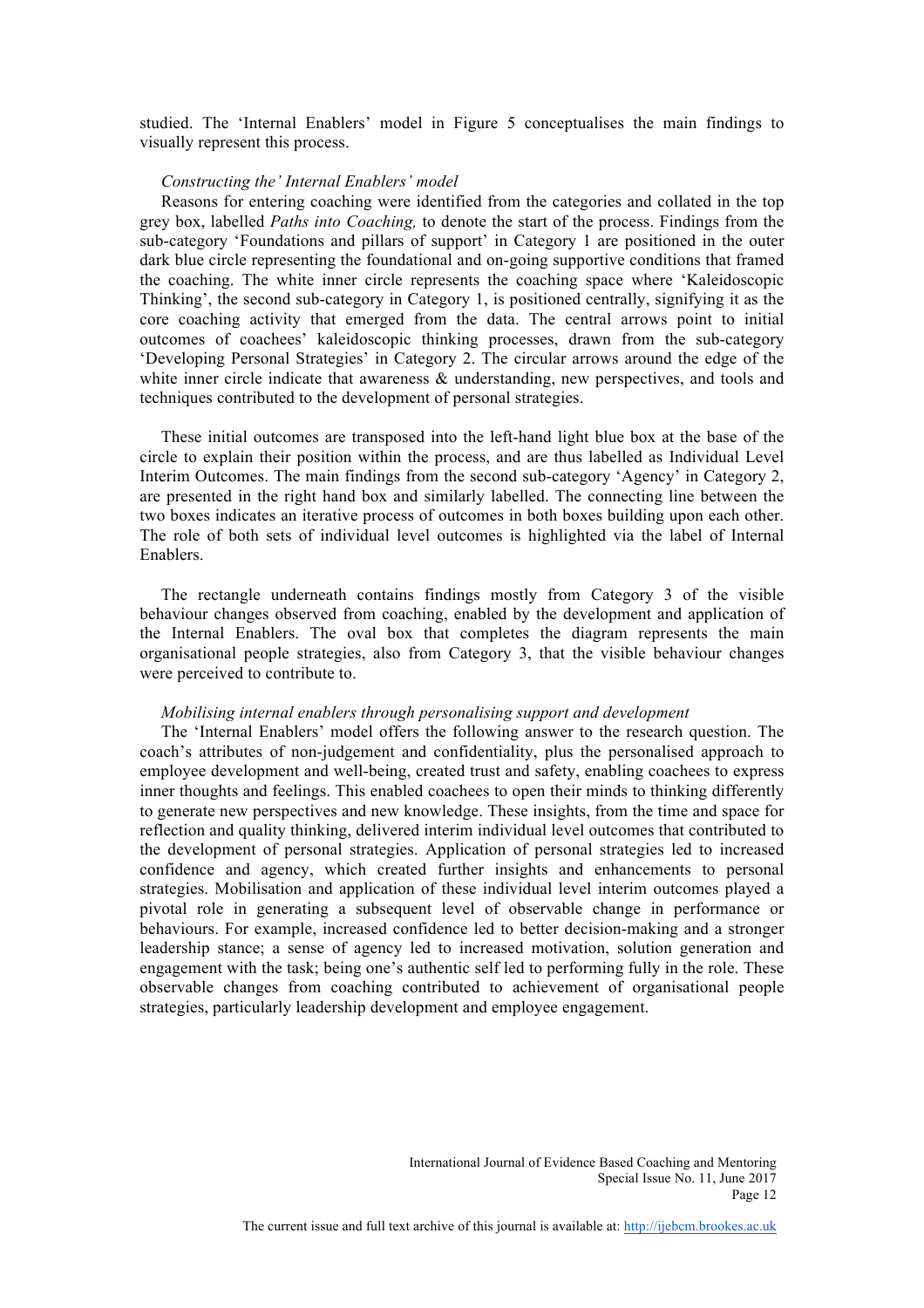studied. The 'Internal Enablers' model in Figure 5 conceptualises the main findings to visually represent this process.

*Constructing the' Internal Enablers' model*

Reasons for entering coaching were identified from the categories and collated in the top grey box, labelled *Paths into Coaching,* to denote the start of the process. Findings from the sub-category 'Foundations and pillars of support' in Category 1 are positioned in the outer dark blue circle representing the foundational and on-going supportive conditions that framed the coaching. The white inner circle represents the coaching space where 'Kaleidoscopic Thinking', the second sub-category in Category 1, is positioned centrally, signifying it as the core coaching activity that emerged from the data. The central arrows point to initial outcomes of coachees' kaleidoscopic thinking processes, drawn from the sub-category 'Developing Personal Strategies' in Category 2. The circular arrows around the edge of the white inner circle indicate that awareness & understanding, new perspectives, and tools and techniques contributed to the development of personal strategies.

These initial outcomes are transposed into the left-hand light blue box at the base of the circle to explain their position within the process, and are thus labelled as Individual Level Interim Outcomes. The main findings from the second sub-category 'Agency' in Category 2, are presented in the right hand box and similarly labelled. The connecting line between the two boxes indicates an iterative process of outcomes in both boxes building upon each other. The role of both sets of individual level outcomes is highlighted via the label of Internal Enablers.

The rectangle underneath contains findings mostly from Category 3 of the visible behaviour changes observed from coaching, enabled by the development and application of the Internal Enablers. The oval box that completes the diagram represents the main organisational people strategies, also from Category 3, that the visible behaviour changes were perceived to contribute to.

*Mobilising internal enablers through personalising support and development*

The 'Internal Enablers' model offers the following answer to the research question. The coach's attributes of non-judgement and confidentiality, plus the personalised approach to employee development and well-being, created trust and safety, enabling coachees to express inner thoughts and feelings. This enabled coachees to open their minds to thinking differently to generate new perspectives and new knowledge. These insights, from the time and space for reflection and quality thinking, delivered interim individual level outcomes that contributed to the development of personal strategies. Application of personal strategies led to increased confidence and agency, which created further insights and enhancements to personal strategies. Mobilisation and application of these individual level interim outcomes played a pivotal role in generating a subsequent level of observable change in performance or behaviours. For example, increased confidence led to better decision-making and a stronger leadership stance; a sense of agency led to increased motivation, solution generation and engagement with the task; being one's authentic self led to performing fully in the role. These observable changes from coaching contributed to achievement of organisational people strategies, particularly leadership development and employee engagement.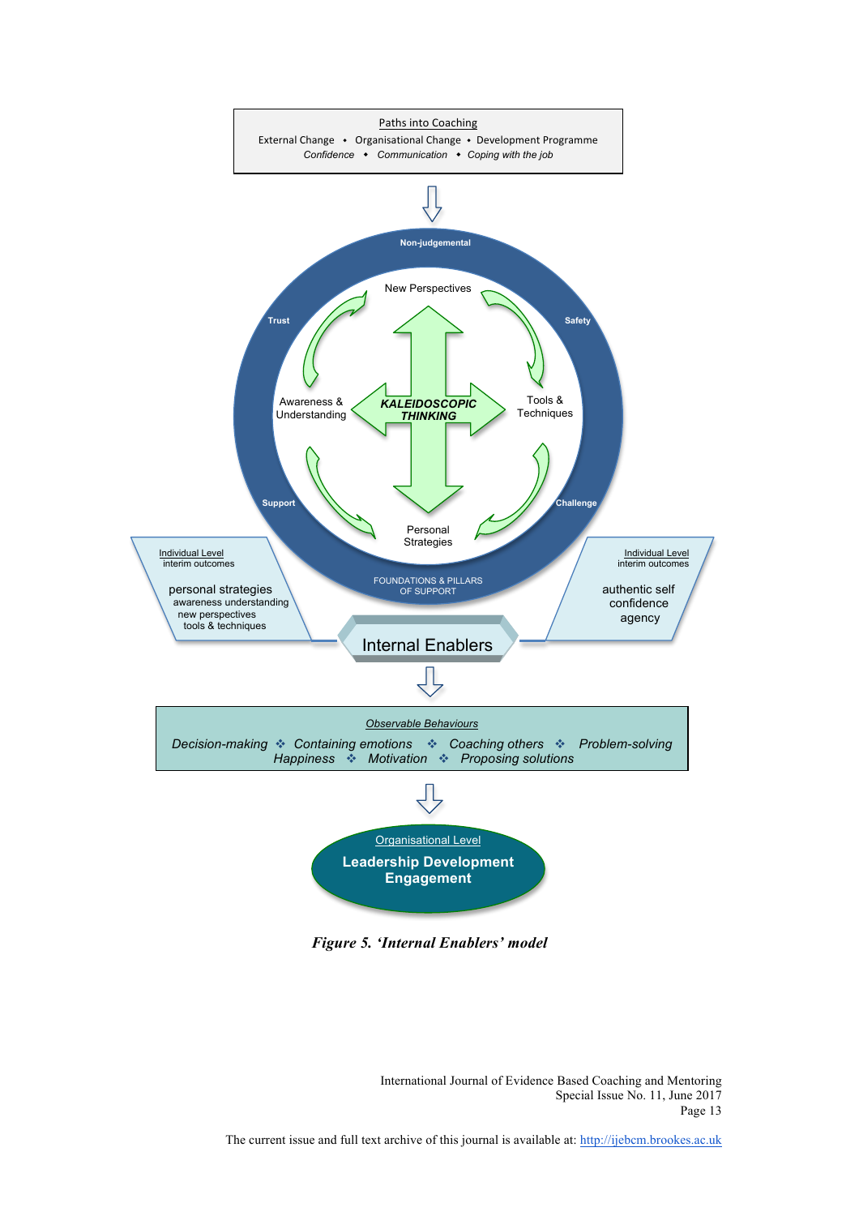Paths into Coaching

External Change • Organisational Change • Development Programme

*Confidence • Communication • Coping with the job*

Non-judgemental

Trust

Safety

New Perspectives

Awareness & Understanding

***KALEIDOSCOPIC THINKING***

Tools & Techniques

Personal Strategies

Support

Challenge

FOUNDATIONS & PILLARS OF SUPPORT

Individual Level
interim outcomes

personal strategies
awareness understanding
new perspectives
tools & techniques

Internal Enablers

Individual Level
interim outcomes

authentic self
confidence
agency

*Observable Behaviours*

*Decision-making ❖ Containing emotions ❖ Coaching others ❖ Problem-solving*
*Happiness ❖ Motivation ❖ Proposing solutions*

Organisational Level

**Leadership Development**
**Engagement**

***Figure 5. 'Internal Enablers' model***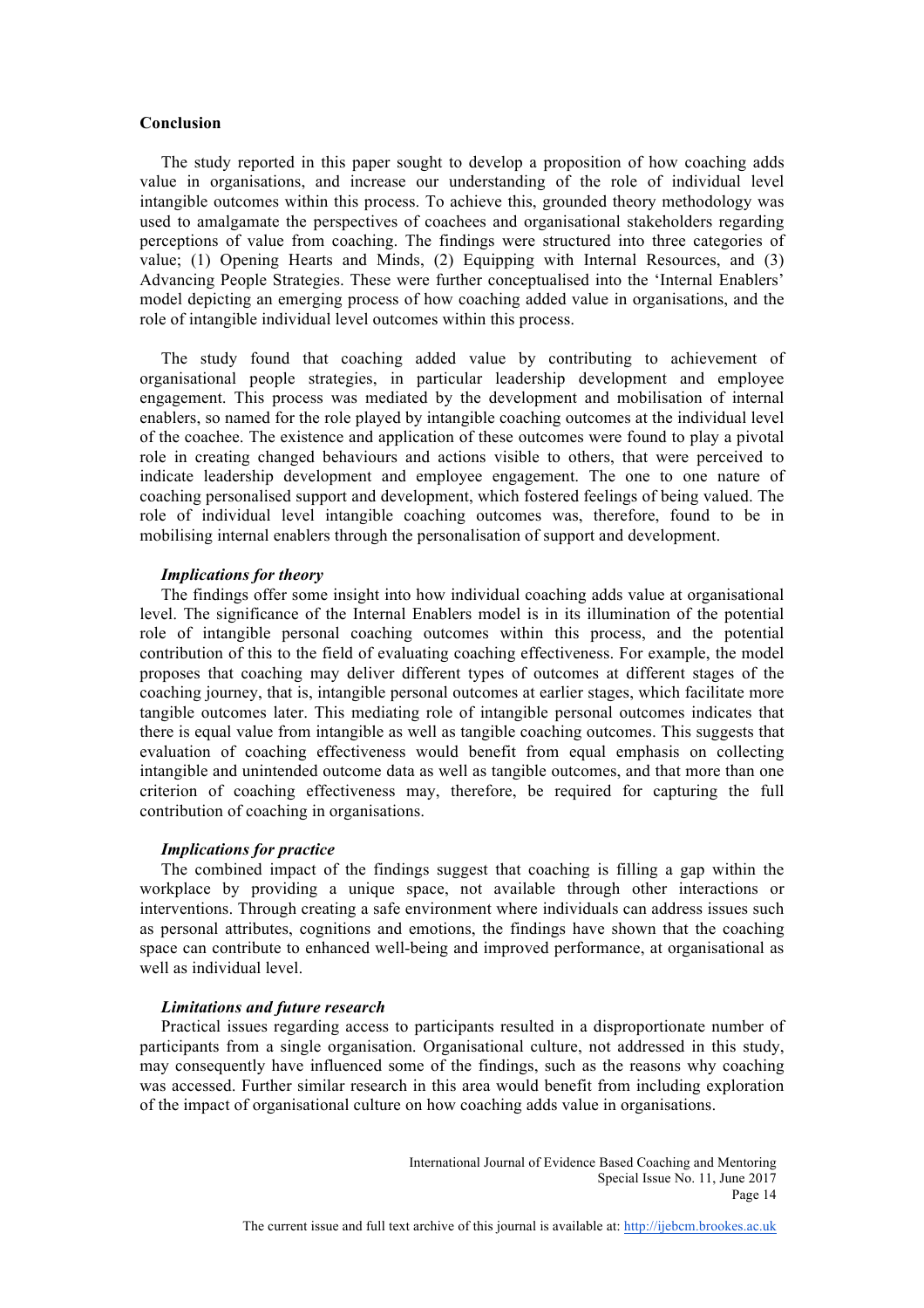## Conclusion

The study reported in this paper sought to develop a proposition of how coaching adds value in organisations, and increase our understanding of the role of individual level intangible outcomes within this process. To achieve this, grounded theory methodology was used to amalgamate the perspectives of coachees and organisational stakeholders regarding perceptions of value from coaching. The findings were structured into three categories of value; (1) Opening Hearts and Minds, (2) Equipping with Internal Resources, and (3) Advancing People Strategies. These were further conceptualised into the 'Internal Enablers' model depicting an emerging process of how coaching added value in organisations, and the role of intangible individual level outcomes within this process.

The study found that coaching added value by contributing to achievement of organisational people strategies, in particular leadership development and employee engagement. This process was mediated by the development and mobilisation of internal enablers, so named for the role played by intangible coaching outcomes at the individual level of the coachee. The existence and application of these outcomes were found to play a pivotal role in creating changed behaviours and actions visible to others, that were perceived to indicate leadership development and employee engagement. The one to one nature of coaching personalised support and development, which fostered feelings of being valued. The role of individual level intangible coaching outcomes was, therefore, found to be in mobilising internal enablers through the personalisation of support and development.

### *Implications for theory*

The findings offer some insight into how individual coaching adds value at organisational level. The significance of the Internal Enablers model is in its illumination of the potential role of intangible personal coaching outcomes within this process, and the potential contribution of this to the field of evaluating coaching effectiveness. For example, the model proposes that coaching may deliver different types of outcomes at different stages of the coaching journey, that is, intangible personal outcomes at earlier stages, which facilitate more tangible outcomes later. This mediating role of intangible personal outcomes indicates that there is equal value from intangible as well as tangible coaching outcomes. This suggests that evaluation of coaching effectiveness would benefit from equal emphasis on collecting intangible and unintended outcome data as well as tangible outcomes, and that more than one criterion of coaching effectiveness may, therefore, be required for capturing the full contribution of coaching in organisations.

### *Implications for practice*

The combined impact of the findings suggest that coaching is filling a gap within the workplace by providing a unique space, not available through other interactions or interventions. Through creating a safe environment where individuals can address issues such as personal attributes, cognitions and emotions, the findings have shown that the coaching space can contribute to enhanced well-being and improved performance, at organisational as well as individual level.

### *Limitations and future research*

Practical issues regarding access to participants resulted in a disproportionate number of participants from a single organisation. Organisational culture, not addressed in this study, may consequently have influenced some of the findings, such as the reasons why coaching was accessed. Further similar research in this area would benefit from including exploration of the impact of organisational culture on how coaching adds value in organisations.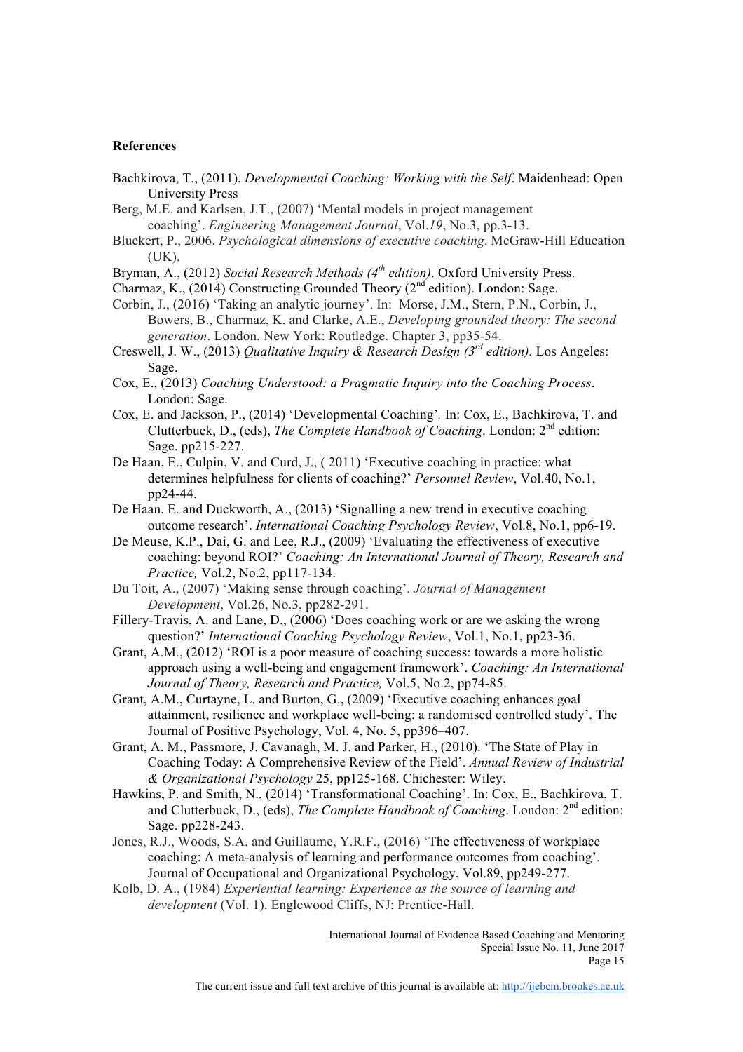**References**

Bachkirova, T., (2011), *Developmental Coaching: Working with the Self*. Maidenhead: Open University Press

Berg, M.E. and Karlsen, J.T., (2007) 'Mental models in project management coaching'. *Engineering Management Journal*, Vol.*19*, No.3, pp.3-13.

Bluckert, P., 2006. *Psychological dimensions of executive coaching*. McGraw-Hill Education (UK).

Bryman, A., (2012) *Social Research Methods (4th edition)*. Oxford University Press.

Charmaz, K., (2014) Constructing Grounded Theory (2nd edition). London: Sage.

Corbin, J., (2016) 'Taking an analytic journey'. In: Morse, J.M., Stern, P.N., Corbin, J., Bowers, B., Charmaz, K. and Clarke, A.E., *Developing grounded theory: The second generation*. London, New York: Routledge. Chapter 3, pp35-54.

Creswell, J. W., (2013) *Qualitative Inquiry & Research Design (3rd edition).* Los Angeles: Sage.

Cox, E., (2013) *Coaching Understood: a Pragmatic Inquiry into the Coaching Process*. London: Sage.

Cox, E. and Jackson, P., (2014) 'Developmental Coaching'. In: Cox, E., Bachkirova, T. and Clutterbuck, D., (eds), *The Complete Handbook of Coaching*. London: 2nd edition: Sage. pp215-227.

De Haan, E., Culpin, V. and Curd, J., ( 2011) 'Executive coaching in practice: what determines helpfulness for clients of coaching?' *Personnel Review*, Vol.40, No.1, pp24-44.

De Haan, E. and Duckworth, A., (2013) 'Signalling a new trend in executive coaching outcome research'. *International Coaching Psychology Review*, Vol.8, No.1, pp6-19.

De Meuse, K.P., Dai, G. and Lee, R.J., (2009) 'Evaluating the effectiveness of executive coaching: beyond ROI?' *Coaching: An International Journal of Theory, Research and Practice,* Vol.2, No.2, pp117-134.

Du Toit, A., (2007) 'Making sense through coaching'. *Journal of Management Development*, Vol.26, No.3, pp282-291.

Fillery-Travis, A. and Lane, D., (2006) 'Does coaching work or are we asking the wrong question?' *International Coaching Psychology Review*, Vol.1, No.1, pp23-36.

Grant, A.M., (2012) 'ROI is a poor measure of coaching success: towards a more holistic approach using a well-being and engagement framework'. *Coaching: An International Journal of Theory, Research and Practice,* Vol.5, No.2, pp74-85.

Grant, A.M., Curtayne, L. and Burton, G., (2009) 'Executive coaching enhances goal attainment, resilience and workplace well-being: a randomised controlled study'. The Journal of Positive Psychology, Vol. 4, No. 5, pp396–407.

Grant, A. M., Passmore, J. Cavanagh, M. J. and Parker, H., (2010). 'The State of Play in Coaching Today: A Comprehensive Review of the Field'. *Annual Review of Industrial & Organizational Psychology* 25, pp125-168. Chichester: Wiley.

Hawkins, P. and Smith, N., (2014) 'Transformational Coaching'. In: Cox, E., Bachkirova, T. and Clutterbuck, D., (eds), *The Complete Handbook of Coaching*. London: 2nd edition: Sage. pp228-243.

Jones, R.J., Woods, S.A. and Guillaume, Y.R.F., (2016) 'The effectiveness of workplace coaching: A meta-analysis of learning and performance outcomes from coaching'. Journal of Occupational and Organizational Psychology, Vol.89, pp249-277.

Kolb, D. A., (1984) *Experiential learning: Experience as the source of learning and development* (Vol. 1). Englewood Cliffs, NJ: Prentice-Hall.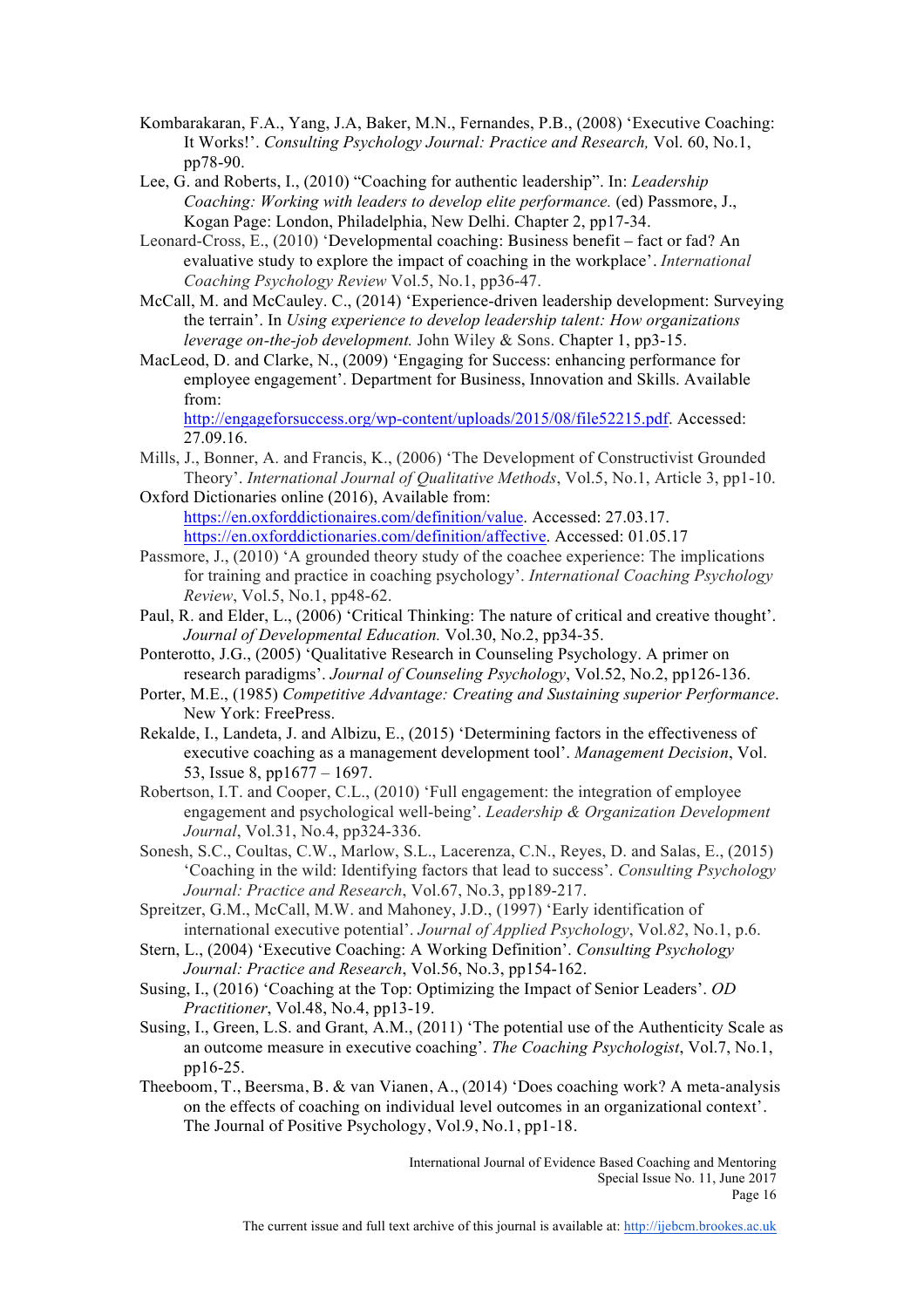Kombarakaran, F.A., Yang, J.A, Baker, M.N., Fernandes, P.B., (2008) 'Executive Coaching: It Works!'. *Consulting Psychology Journal: Practice and Research,* Vol. 60, No.1, pp78-90.

Lee, G. and Roberts, I., (2010) "Coaching for authentic leadership". In: *Leadership Coaching: Working with leaders to develop elite performance.* (ed) Passmore, J., Kogan Page: London, Philadelphia, New Delhi. Chapter 2, pp17-34.

Leonard-Cross, E., (2010) 'Developmental coaching: Business benefit – fact or fad? An evaluative study to explore the impact of coaching in the workplace'. *International Coaching Psychology Review* Vol.5, No.1, pp36-47.

McCall, M. and McCauley. C., (2014) 'Experience-driven leadership development: Surveying the terrain'. In *Using experience to develop leadership talent: How organizations leverage on-the-job development.* John Wiley & Sons. Chapter 1, pp3-15.

MacLeod, D. and Clarke, N., (2009) 'Engaging for Success: enhancing performance for employee engagement'. Department for Business, Innovation and Skills. Available from: http://engageforsuccess.org/wp-content/uploads/2015/08/file52215.pdf. Accessed: 27.09.16.

Mills, J., Bonner, A. and Francis, K., (2006) 'The Development of Constructivist Grounded Theory'. *International Journal of Qualitative Methods*, Vol.5, No.1, Article 3, pp1-10.

Oxford Dictionaries online (2016), Available from: https://en.oxforddictionaires.com/definition/value. Accessed: 27.03.17. https://en.oxforddictionaries.com/definition/affective. Accessed: 01.05.17

Passmore, J., (2010) 'A grounded theory study of the coachee experience: The implications for training and practice in coaching psychology'. *International Coaching Psychology Review*, Vol.5, No.1, pp48-62.

Paul, R. and Elder, L., (2006) 'Critical Thinking: The nature of critical and creative thought'. *Journal of Developmental Education.* Vol.30, No.2, pp34-35.

Ponterotto, J.G., (2005) 'Qualitative Research in Counseling Psychology. A primer on research paradigms'. *Journal of Counseling Psychology*, Vol.52, No.2, pp126-136.

Porter, M.E., (1985) *Competitive Advantage: Creating and Sustaining superior Performance*. New York: FreePress.

Rekalde, I., Landeta, J. and Albizu, E., (2015) 'Determining factors in the effectiveness of executive coaching as a management development tool'. *Management Decision*, Vol. 53, Issue 8, pp1677 – 1697.

Robertson, I.T. and Cooper, C.L., (2010) 'Full engagement: the integration of employee engagement and psychological well-being'. *Leadership & Organization Development Journal*, Vol.31, No.4, pp324-336.

Sonesh, S.C., Coultas, C.W., Marlow, S.L., Lacerenza, C.N., Reyes, D. and Salas, E., (2015) 'Coaching in the wild: Identifying factors that lead to success'. *Consulting Psychology Journal: Practice and Research*, Vol.67, No.3, pp189-217.

Spreitzer, G.M., McCall, M.W. and Mahoney, J.D., (1997) 'Early identification of international executive potential'. *Journal of Applied Psychology*, Vol.*82*, No.1, p.6.

Stern, L., (2004) 'Executive Coaching: A Working Definition'. *Consulting Psychology Journal: Practice and Research*, Vol.56, No.3, pp154-162.

Susing, I., (2016) 'Coaching at the Top: Optimizing the Impact of Senior Leaders'. *OD Practitioner*, Vol.48, No.4, pp13-19.

Susing, I., Green, L.S. and Grant, A.M., (2011) 'The potential use of the Authenticity Scale as an outcome measure in executive coaching'. *The Coaching Psychologist*, Vol.7, No.1, pp16-25.

Theeboom, T., Beersma, B. & van Vianen, A., (2014) 'Does coaching work? A meta-analysis on the effects of coaching on individual level outcomes in an organizational context'. The Journal of Positive Psychology, Vol.9, No.1, pp1-18.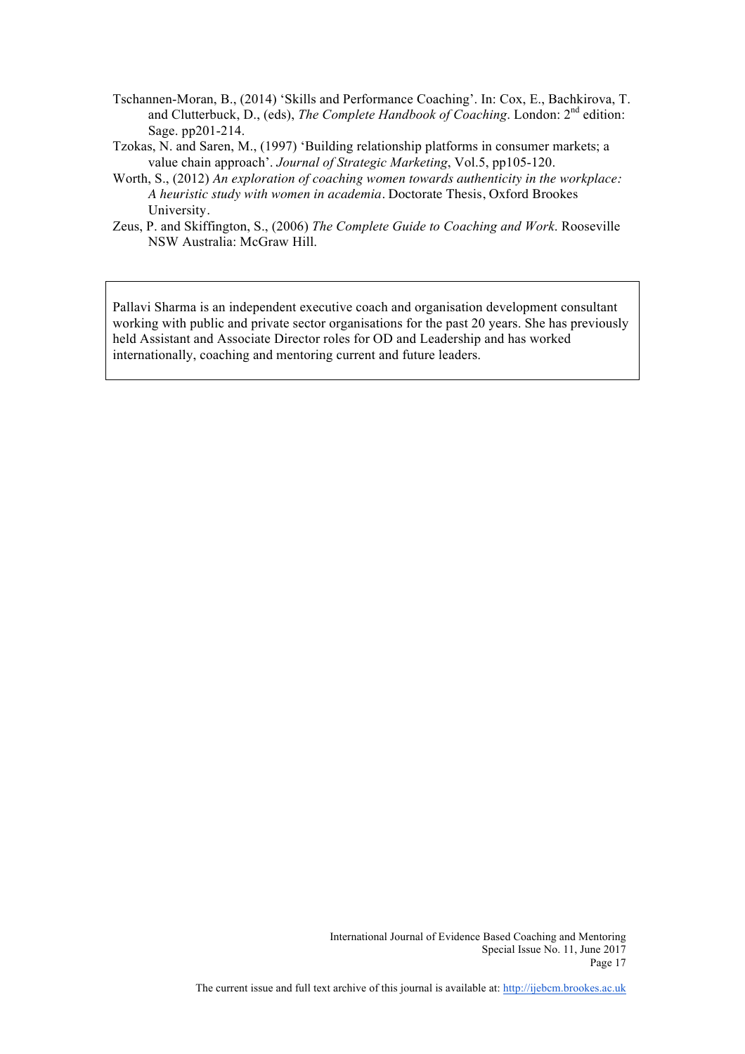Tschannen-Moran, B., (2014) 'Skills and Performance Coaching'. In: Cox, E., Bachkirova, T. and Clutterbuck, D., (eds), *The Complete Handbook of Coaching*. London: 2nd edition: Sage. pp201-214.

Tzokas, N. and Saren, M., (1997) 'Building relationship platforms in consumer markets; a value chain approach'. *Journal of Strategic Marketing*, Vol.5, pp105-120.

Worth, S., (2012) *An exploration of coaching women towards authenticity in the workplace: A heuristic study with women in academia*. Doctorate Thesis, Oxford Brookes University.

Zeus, P. and Skiffington, S., (2006) *The Complete Guide to Coaching and Work*. Rooseville NSW Australia: McGraw Hill.

Pallavi Sharma is an independent executive coach and organisation development consultant working with public and private sector organisations for the past 20 years. She has previously held Assistant and Associate Director roles for OD and Leadership and has worked internationally, coaching and mentoring current and future leaders.

The current issue and full text archive of this journal is available at: http://ijebcm.brookes.ac.uk